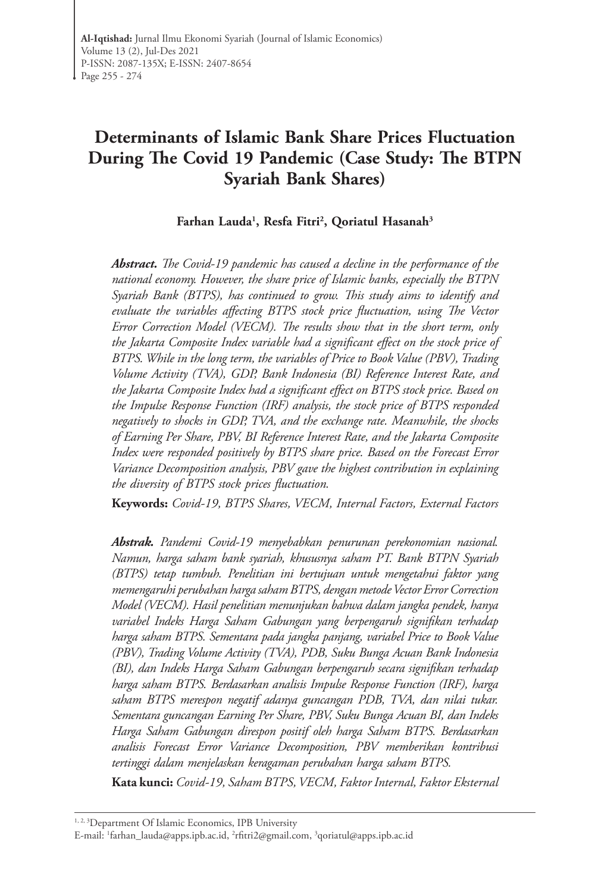# Determinants of Islamic Bank Share Prices Fluctuation During The Covid 19 Pandemic (Case Study: The BTPN Syariah Bank Shares)

**Farhan Lauda[1], Resfa Fitri[2], Qoriatul Hasanah[3]**

***Abstract.*** *The Covid-19 pandemic has caused a decline in the performance of the national economy. However, the share price of Islamic banks, especially the BTPN Syariah Bank (BTPS), has continued to grow. This study aims to identify and evaluate the variables affecting BTPS stock price fluctuation, using The Vector Error Correction Model (VECM). The results show that in the short term, only the Jakarta Composite Index variable had a significant effect on the stock price of BTPS. While in the long term, the variables of Price to Book Value (PBV), Trading Volume Activity (TVA), GDP, Bank Indonesia (BI) Reference Interest Rate, and the Jakarta Composite Index had a significant effect on BTPS stock price. Based on the Impulse Response Function (IRF) analysis, the stock price of BTPS responded negatively to shocks in GDP, TVA, and the exchange rate. Meanwhile, the shocks of Earning Per Share, PBV, BI Reference Interest Rate, and the Jakarta Composite Index were responded positively by BTPS share price. Based on the Forecast Error Variance Decomposition analysis, PBV gave the highest contribution in explaining the diversity of BTPS stock prices fluctuation.*

**Keywords:** *Covid-19, BTPS Shares, VECM, Internal Factors, External Factors*

***Abstrak.*** *Pandemi Covid-19 menyebabkan penurunan perekonomian nasional. Namun, harga saham bank syariah, khususnya saham PT. Bank BTPN Syariah (BTPS) tetap tumbuh. Penelitian ini bertujuan untuk mengetahui faktor yang memengaruhi perubahan harga saham BTPS, dengan metode Vector Error Correction Model (VECM). Hasil penelitian menunjukan bahwa dalam jangka pendek, hanya variabel Indeks Harga Saham Gabungan yang berpengaruh signifikan terhadap harga saham BTPS. Sementara pada jangka panjang, variabel Price to Book Value (PBV), Trading Volume Activity (TVA), PDB, Suku Bunga Acuan Bank Indonesia (BI), dan Indeks Harga Saham Gabungan berpengaruh secara signifikan terhadap harga saham BTPS. Berdasarkan analisis Impulse Response Function (IRF), harga saham BTPS merespon negatif adanya guncangan PDB, TVA, dan nilai tukar. Sementara guncangan Earning Per Share, PBV, Suku Bunga Acuan BI, dan Indeks Harga Saham Gabungan direspon positif oleh harga Saham BTPS. Berdasarkan analisis Forecast Error Variance Decomposition, PBV memberikan kontribusi tertinggi dalam menjelaskan keragaman perubahan harga saham BTPS.*

**Kata kunci:** *Covid-19, Saham BTPS, VECM, Faktor Internal, Faktor Eksternal*

---

[1, 2, 3]Department Of Islamic Economics, IPB University

E-mail: [1]farhan_lauda@apps.ipb.ac.id, [2]rfitri2@gmail.com, [3]qoriatul@apps.ipb.ac.id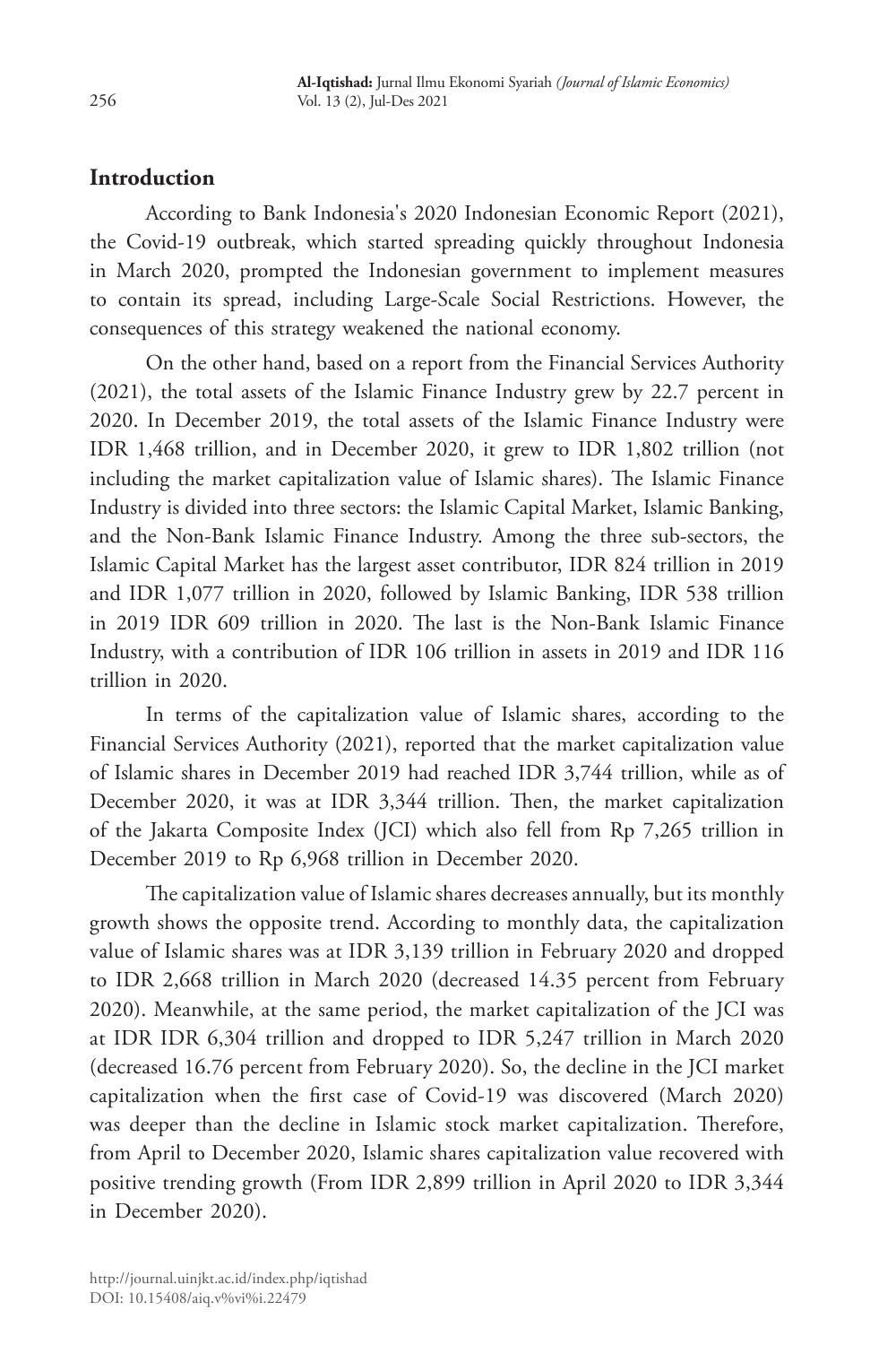## Introduction

According to Bank Indonesia's 2020 Indonesian Economic Report (2021), the Covid-19 outbreak, which started spreading quickly throughout Indonesia in March 2020, prompted the Indonesian government to implement measures to contain its spread, including Large-Scale Social Restrictions. However, the consequences of this strategy weakened the national economy.

On the other hand, based on a report from the Financial Services Authority (2021), the total assets of the Islamic Finance Industry grew by 22.7 percent in 2020. In December 2019, the total assets of the Islamic Finance Industry were IDR 1,468 trillion, and in December 2020, it grew to IDR 1,802 trillion (not including the market capitalization value of Islamic shares). The Islamic Finance Industry is divided into three sectors: the Islamic Capital Market, Islamic Banking, and the Non-Bank Islamic Finance Industry. Among the three sub-sectors, the Islamic Capital Market has the largest asset contributor, IDR 824 trillion in 2019 and IDR 1,077 trillion in 2020, followed by Islamic Banking, IDR 538 trillion in 2019 IDR 609 trillion in 2020. The last is the Non-Bank Islamic Finance Industry, with a contribution of IDR 106 trillion in assets in 2019 and IDR 116 trillion in 2020.

In terms of the capitalization value of Islamic shares, according to the Financial Services Authority (2021), reported that the market capitalization value of Islamic shares in December 2019 had reached IDR 3,744 trillion, while as of December 2020, it was at IDR 3,344 trillion. Then, the market capitalization of the Jakarta Composite Index (JCI) which also fell from Rp 7,265 trillion in December 2019 to Rp 6,968 trillion in December 2020.

The capitalization value of Islamic shares decreases annually, but its monthly growth shows the opposite trend. According to monthly data, the capitalization value of Islamic shares was at IDR 3,139 trillion in February 2020 and dropped to IDR 2,668 trillion in March 2020 (decreased 14.35 percent from February 2020). Meanwhile, at the same period, the market capitalization of the JCI was at IDR IDR 6,304 trillion and dropped to IDR 5,247 trillion in March 2020 (decreased 16.76 percent from February 2020). So, the decline in the JCI market capitalization when the first case of Covid-19 was discovered (March 2020) was deeper than the decline in Islamic stock market capitalization. Therefore, from April to December 2020, Islamic shares capitalization value recovered with positive trending growth (From IDR 2,899 trillion in April 2020 to IDR 3,344 in December 2020).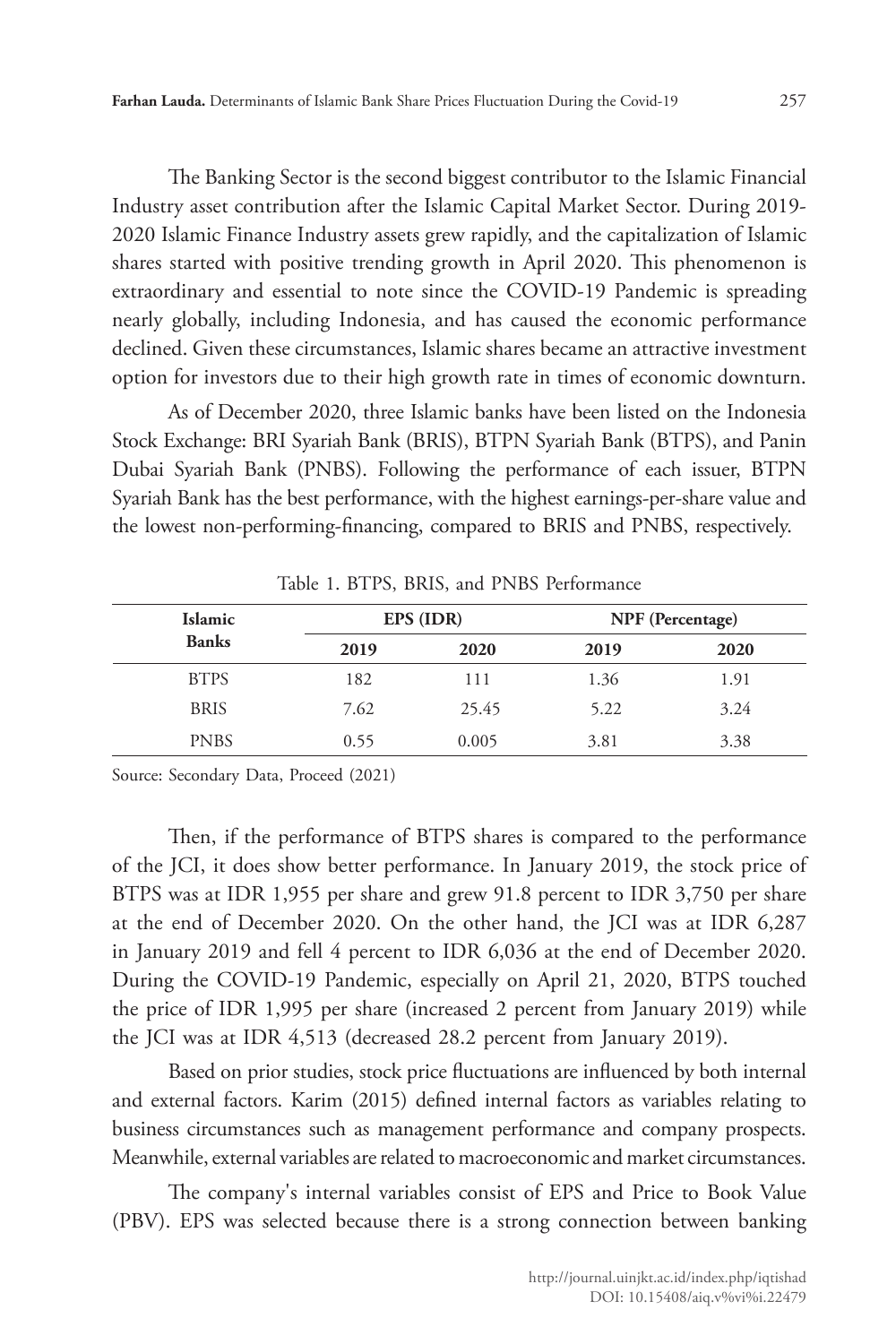The Banking Sector is the second biggest contributor to the Islamic Financial Industry asset contribution after the Islamic Capital Market Sector. During 2019-2020 Islamic Finance Industry assets grew rapidly, and the capitalization of Islamic shares started with positive trending growth in April 2020. This phenomenon is extraordinary and essential to note since the COVID-19 Pandemic is spreading nearly globally, including Indonesia, and has caused the economic performance declined. Given these circumstances, Islamic shares became an attractive investment option for investors due to their high growth rate in times of economic downturn.

As of December 2020, three Islamic banks have been listed on the Indonesia Stock Exchange: BRI Syariah Bank (BRIS), BTPN Syariah Bank (BTPS), and Panin Dubai Syariah Bank (PNBS). Following the performance of each issuer, BTPN Syariah Bank has the best performance, with the highest earnings-per-share value and the lowest non-performing-financing, compared to BRIS and PNBS, respectively.

Table 1. BTPS, BRIS, and PNBS Performance

| Islamic Banks | EPS (IDR) | | NPF (Percentage) | |
|---|---|---|---|---|
| | 2019 | 2020 | 2019 | 2020 |
| BTPS | 182 | 111 | 1.36 | 1.91 |
| BRIS | 7.62 | 25.45 | 5.22 | 3.24 |
| PNBS | 0.55 | 0.005 | 3.81 | 3.38 |

Source: Secondary Data, Proceed (2021)

Then, if the performance of BTPS shares is compared to the performance of the JCI, it does show better performance. In January 2019, the stock price of BTPS was at IDR 1,955 per share and grew 91.8 percent to IDR 3,750 per share at the end of December 2020. On the other hand, the JCI was at IDR 6,287 in January 2019 and fell 4 percent to IDR 6,036 at the end of December 2020. During the COVID-19 Pandemic, especially on April 21, 2020, BTPS touched the price of IDR 1,995 per share (increased 2 percent from January 2019) while the JCI was at IDR 4,513 (decreased 28.2 percent from January 2019).

Based on prior studies, stock price fluctuations are influenced by both internal and external factors. Karim (2015) defined internal factors as variables relating to business circumstances such as management performance and company prospects. Meanwhile, external variables are related to macroeconomic and market circumstances.

The company's internal variables consist of EPS and Price to Book Value (PBV). EPS was selected because there is a strong connection between banking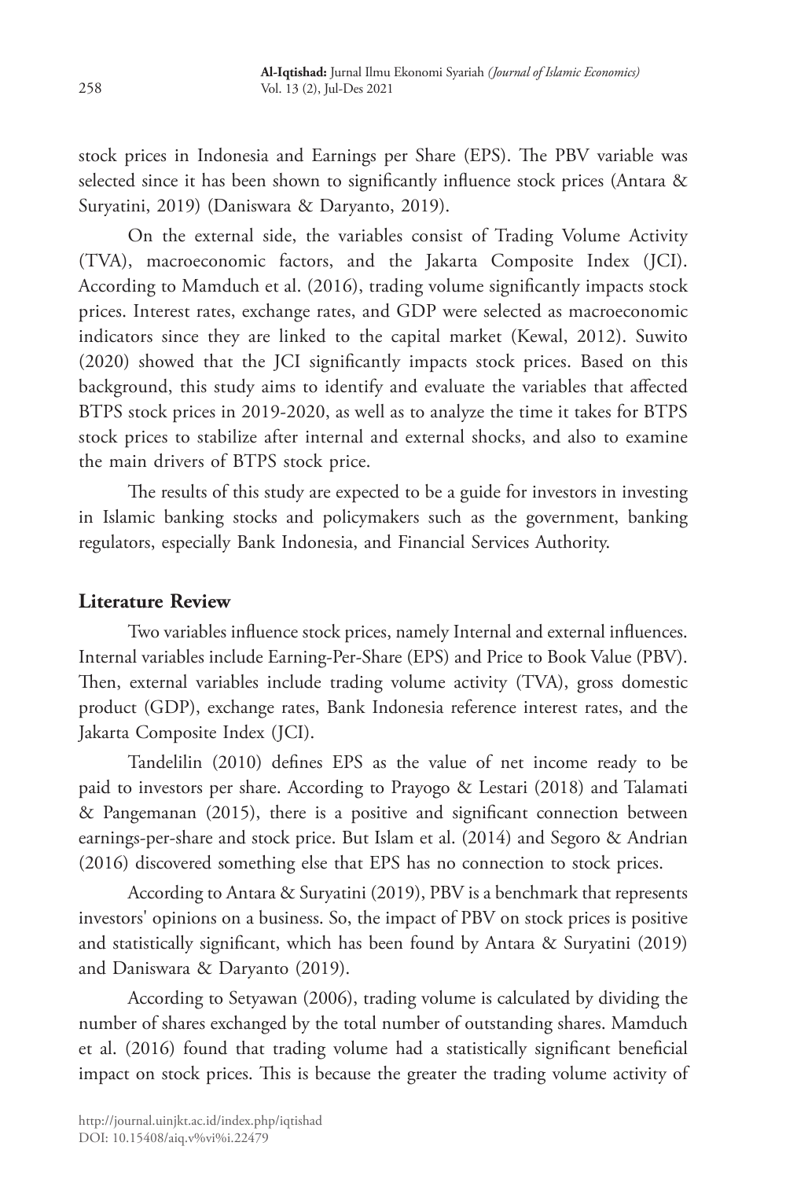stock prices in Indonesia and Earnings per Share (EPS). The PBV variable was selected since it has been shown to significantly influence stock prices (Antara & Suryatini, 2019) (Daniswara & Daryanto, 2019).

On the external side, the variables consist of Trading Volume Activity (TVA), macroeconomic factors, and the Jakarta Composite Index (JCI). According to Mamduch et al. (2016), trading volume significantly impacts stock prices. Interest rates, exchange rates, and GDP were selected as macroeconomic indicators since they are linked to the capital market (Kewal, 2012). Suwito (2020) showed that the JCI significantly impacts stock prices. Based on this background, this study aims to identify and evaluate the variables that affected BTPS stock prices in 2019-2020, as well as to analyze the time it takes for BTPS stock prices to stabilize after internal and external shocks, and also to examine the main drivers of BTPS stock price.

The results of this study are expected to be a guide for investors in investing in Islamic banking stocks and policymakers such as the government, banking regulators, especially Bank Indonesia, and Financial Services Authority.

## Literature Review

Two variables influence stock prices, namely Internal and external influences. Internal variables include Earning-Per-Share (EPS) and Price to Book Value (PBV). Then, external variables include trading volume activity (TVA), gross domestic product (GDP), exchange rates, Bank Indonesia reference interest rates, and the Jakarta Composite Index (JCI).

Tandelilin (2010) defines EPS as the value of net income ready to be paid to investors per share. According to Prayogo & Lestari (2018) and Talamati & Pangemanan (2015), there is a positive and significant connection between earnings-per-share and stock price. But Islam et al. (2014) and Segoro & Andrian (2016) discovered something else that EPS has no connection to stock prices.

According to Antara & Suryatini (2019), PBV is a benchmark that represents investors' opinions on a business. So, the impact of PBV on stock prices is positive and statistically significant, which has been found by Antara & Suryatini (2019) and Daniswara & Daryanto (2019).

According to Setyawan (2006), trading volume is calculated by dividing the number of shares exchanged by the total number of outstanding shares. Mamduch et al. (2016) found that trading volume had a statistically significant beneficial impact on stock prices. This is because the greater the trading volume activity of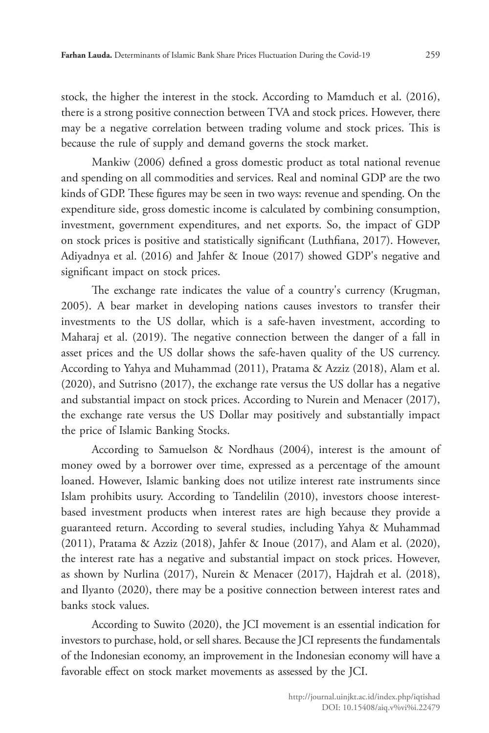stock, the higher the interest in the stock. According to Mamduch et al. (2016), there is a strong positive connection between TVA and stock prices. However, there may be a negative correlation between trading volume and stock prices. This is because the rule of supply and demand governs the stock market.

Mankiw (2006) defined a gross domestic product as total national revenue and spending on all commodities and services. Real and nominal GDP are the two kinds of GDP. These figures may be seen in two ways: revenue and spending. On the expenditure side, gross domestic income is calculated by combining consumption, investment, government expenditures, and net exports. So, the impact of GDP on stock prices is positive and statistically significant (Luthfiana, 2017). However, Adiyadnya et al. (2016) and Jahfer & Inoue (2017) showed GDP's negative and significant impact on stock prices.

The exchange rate indicates the value of a country's currency (Krugman, 2005). A bear market in developing nations causes investors to transfer their investments to the US dollar, which is a safe-haven investment, according to Maharaj et al. (2019). The negative connection between the danger of a fall in asset prices and the US dollar shows the safe-haven quality of the US currency. According to Yahya and Muhammad (2011), Pratama & Azziz (2018), Alam et al. (2020), and Sutrisno (2017), the exchange rate versus the US dollar has a negative and substantial impact on stock prices. According to Nurein and Menacer (2017), the exchange rate versus the US Dollar may positively and substantially impact the price of Islamic Banking Stocks.

According to Samuelson & Nordhaus (2004), interest is the amount of money owed by a borrower over time, expressed as a percentage of the amount loaned. However, Islamic banking does not utilize interest rate instruments since Islam prohibits usury. According to Tandelilin (2010), investors choose interest-based investment products when interest rates are high because they provide a guaranteed return. According to several studies, including Yahya & Muhammad (2011), Pratama & Azziz (2018), Jahfer & Inoue (2017), and Alam et al. (2020), the interest rate has a negative and substantial impact on stock prices. However, as shown by Nurlina (2017), Nurein & Menacer (2017), Hajdrah et al. (2018), and Ilyanto (2020), there may be a positive connection between interest rates and banks stock values.

According to Suwito (2020), the JCI movement is an essential indication for investors to purchase, hold, or sell shares. Because the JCI represents the fundamentals of the Indonesian economy, an improvement in the Indonesian economy will have a favorable effect on stock market movements as assessed by the JCI.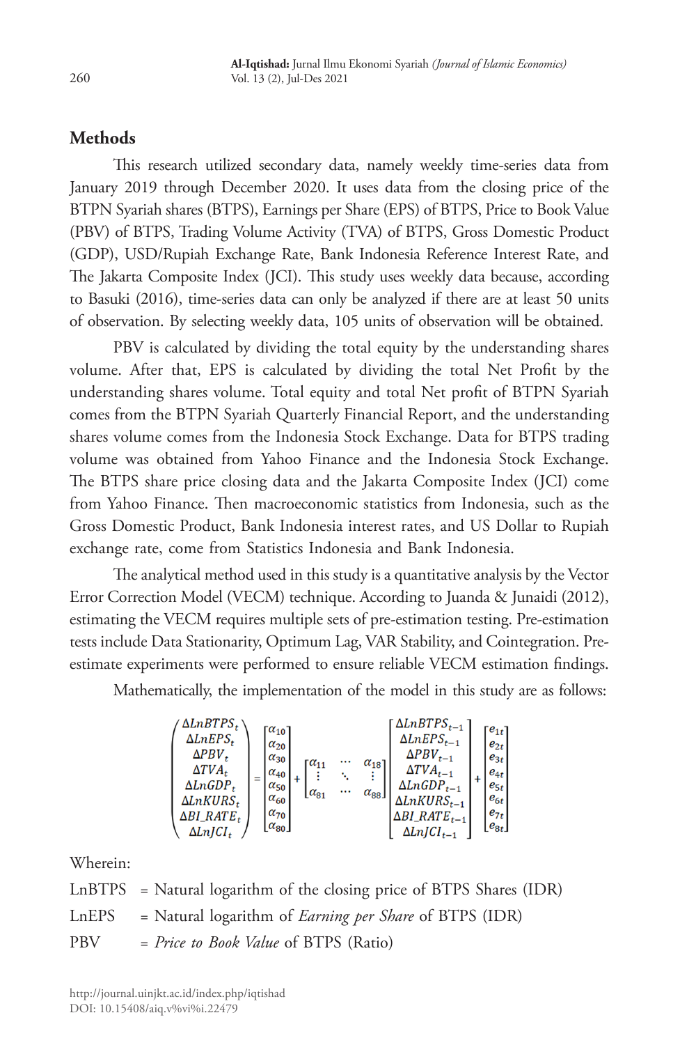## Methods

This research utilized secondary data, namely weekly time-series data from January 2019 through December 2020. It uses data from the closing price of the BTPN Syariah shares (BTPS), Earnings per Share (EPS) of BTPS, Price to Book Value (PBV) of BTPS, Trading Volume Activity (TVA) of BTPS, Gross Domestic Product (GDP), USD/Rupiah Exchange Rate, Bank Indonesia Reference Interest Rate, and The Jakarta Composite Index (JCI). This study uses weekly data because, according to Basuki (2016), time-series data can only be analyzed if there are at least 50 units of observation. By selecting weekly data, 105 units of observation will be obtained.

PBV is calculated by dividing the total equity by the understanding shares volume. After that, EPS is calculated by dividing the total Net Profit by the understanding shares volume. Total equity and total Net profit of BTPN Syariah comes from the BTPN Syariah Quarterly Financial Report, and the understanding shares volume comes from the Indonesia Stock Exchange. Data for BTPS trading volume was obtained from Yahoo Finance and the Indonesia Stock Exchange. The BTPS share price closing data and the Jakarta Composite Index (JCI) come from Yahoo Finance. Then macroeconomic statistics from Indonesia, such as the Gross Domestic Product, Bank Indonesia interest rates, and US Dollar to Rupiah exchange rate, come from Statistics Indonesia and Bank Indonesia.

The analytical method used in this study is a quantitative analysis by the Vector Error Correction Model (VECM) technique. According to Juanda & Junaidi (2012), estimating the VECM requires multiple sets of pre-estimation testing. Pre-estimation tests include Data Stationarity, Optimum Lag, VAR Stability, and Cointegration. Pre-estimate experiments were performed to ensure reliable VECM estimation findings.

Mathematically, the implementation of the model in this study are as follows:

$$
\begin{pmatrix} \Delta LnBTPS_t \\ \Delta LnEPS_t \\ \Delta PBV_t \\ \Delta TVA_t \\ \Delta LnGDP_t \\ \Delta LnKURS_t \\ \Delta BI\_RATE_t \\ \Delta LnJCI_t \end{pmatrix} = \begin{bmatrix} \alpha_{10} \\ \alpha_{20} \\ \alpha_{30} \\ \alpha_{40} \\ \alpha_{50} \\ \alpha_{60} \\ \alpha_{70} \\ \alpha_{80} \end{bmatrix} + \begin{bmatrix} \alpha_{11} & \cdots & \alpha_{18} \\ \vdots & \ddots & \vdots \\ \alpha_{81} & \cdots & \alpha_{88} \end{bmatrix} \begin{bmatrix} \Delta LnBTPS_{t-1} \\ \Delta LnEPS_{t-1} \\ \Delta PBV_{t-1} \\ \Delta TVA_{t-1} \\ \Delta LnGDP_{t-1} \\ \Delta LnKURS_{t-1} \\ \Delta BI\_RATE_{t-1} \\ \Delta LnJCI_{t-1} \end{bmatrix} + \begin{bmatrix} e_{1t} \\ e_{2t} \\ e_{3t} \\ e_{4t} \\ e_{5t} \\ e_{6t} \\ e_{7t} \\ e_{8t} \end{bmatrix}
$$

Wherein:

LnBTPS = Natural logarithm of the closing price of BTPS Shares (IDR)

LnEPS = Natural logarithm of *Earning per Share* of BTPS (IDR)

PBV = *Price to Book Value* of BTPS (Ratio)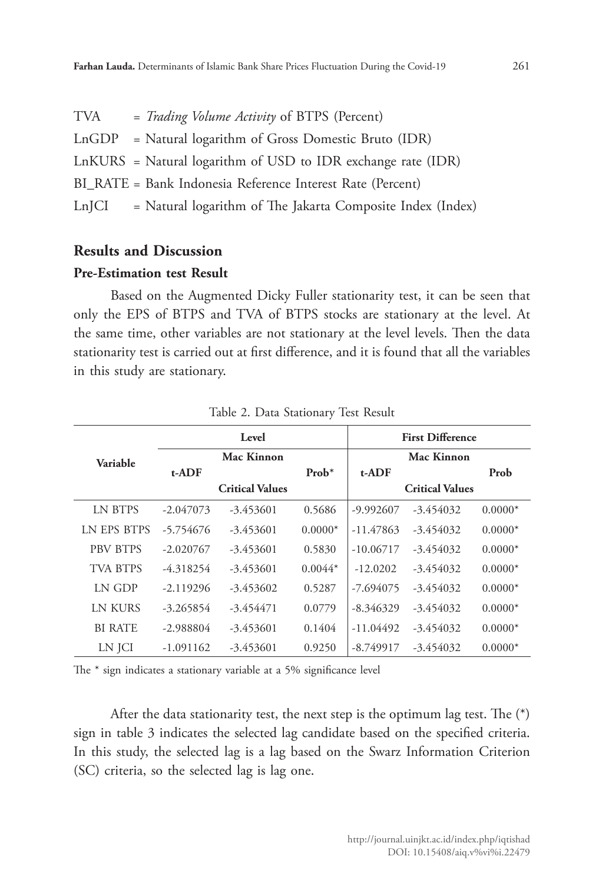TVA = *Trading Volume Activity* of BTPS (Percent)

LnGDP = Natural logarithm of Gross Domestic Bruto (IDR)

LnKURS = Natural logarithm of USD to IDR exchange rate (IDR)

BI_RATE = Bank Indonesia Reference Interest Rate (Percent)

LnJCI = Natural logarithm of The Jakarta Composite Index (Index)

## Results and Discussion

### Pre-Estimation test Result

Based on the Augmented Dicky Fuller stationarity test, it can be seen that only the EPS of BTPS and TVA of BTPS stocks are stationary at the level. At the same time, other variables are not stationary at the level levels. Then the data stationarity test is carried out at first difference, and it is found that all the variables in this study are stationary.

Table 2. Data Stationary Test Result

| Variable | Level | | | First Difference | | |
|---|---|---|---|---|---|---|
| | t-ADF | Mac Kinnon Critical Values | Prob* | t-ADF | Mac Kinnon Critical Values | Prob |
| LN BTPS | -2.047073 | -3.453601 | 0.5686 | -9.992607 | -3.454032 | 0.0000* |
| LN EPS BTPS | -5.754676 | -3.453601 | 0.0000* | -11.47863 | -3.454032 | 0.0000* |
| PBV BTPS | -2.020767 | -3.453601 | 0.5830 | -10.06717 | -3.454032 | 0.0000* |
| TVA BTPS | -4.318254 | -3.453601 | 0.0044* | -12.0202 | -3.454032 | 0.0000* |
| LN GDP | -2.119296 | -3.453602 | 0.5287 | -7.694075 | -3.454032 | 0.0000* |
| LN KURS | -3.265854 | -3.454471 | 0.0779 | -8.346329 | -3.454032 | 0.0000* |
| BI RATE | -2.988804 | -3.453601 | 0.1404 | -11.04492 | -3.454032 | 0.0000* |
| LN JCI | -1.091162 | -3.453601 | 0.9250 | -8.749917 | -3.454032 | 0.0000* |

The * sign indicates a stationary variable at a 5% significance level

After the data stationarity test, the next step is the optimum lag test. The (*) sign in table 3 indicates the selected lag candidate based on the specified criteria. In this study, the selected lag is a lag based on the Swarz Information Criterion (SC) criteria, so the selected lag is lag one.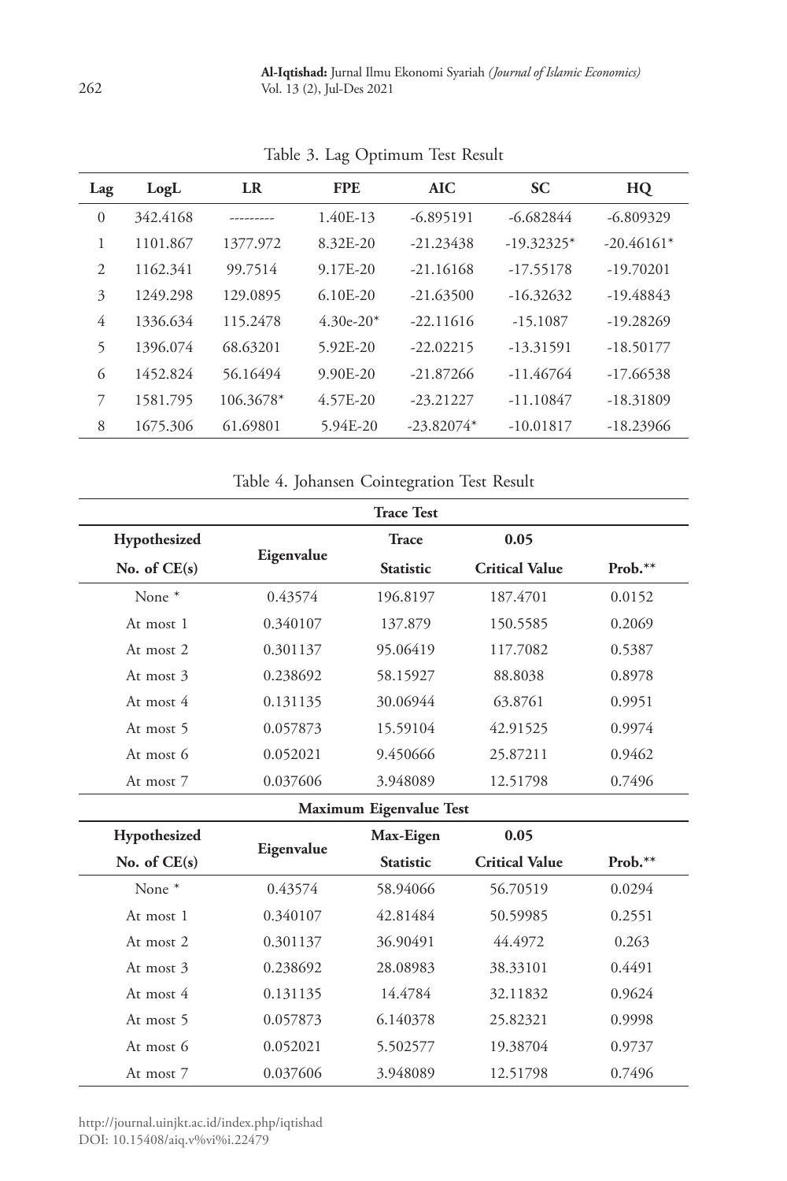Table 3. Lag Optimum Test Result

| Lag | LogL | LR | FPE | AIC | SC | HQ |
|---|---|---|---|---|---|---|
| 0 | 342.4168 | --------- | 1.40E-13 | -6.895191 | -6.682844 | -6.809329 |
| 1 | 1101.867 | 1377.972 | 8.32E-20 | -21.23438 | -19.32325* | -20.46161* |
| 2 | 1162.341 | 99.7514 | 9.17E-20 | -21.16168 | -17.55178 | -19.70201 |
| 3 | 1249.298 | 129.0895 | 6.10E-20 | -21.63500 | -16.32632 | -19.48843 |
| 4 | 1336.634 | 115.2478 | 4.30e-20* | -22.11616 | -15.1087 | -19.28269 |
| 5 | 1396.074 | 68.63201 | 5.92E-20 | -22.02215 | -13.31591 | -18.50177 |
| 6 | 1452.824 | 56.16494 | 9.90E-20 | -21.87266 | -11.46764 | -17.66538 |
| 7 | 1581.795 | 106.3678* | 4.57E-20 | -23.21227 | -11.10847 | -18.31809 |
| 8 | 1675.306 | 61.69801 | 5.94E-20 | -23.82074* | -10.01817 | -18.23966 |

Table 4. Johansen Cointegration Test Result

| Trace Test | | | | |
|---|---|---|---|---|
| Hypothesized No. of CE(s) | Eigenvalue | Trace Statistic | 0.05 Critical Value | Prob.** |
| None * | 0.43574 | 196.8197 | 187.4701 | 0.0152 |
| At most 1 | 0.340107 | 137.879 | 150.5585 | 0.2069 |
| At most 2 | 0.301137 | 95.06419 | 117.7082 | 0.5387 |
| At most 3 | 0.238692 | 58.15927 | 88.8038 | 0.8978 |
| At most 4 | 0.131135 | 30.06944 | 63.8761 | 0.9951 |
| At most 5 | 0.057873 | 15.59104 | 42.91525 | 0.9974 |
| At most 6 | 0.052021 | 9.450666 | 25.87211 | 0.9462 |
| At most 7 | 0.037606 | 3.948089 | 12.51798 | 0.7496 |
| **Maximum Eigenvalue Test** | | | | |
| Hypothesized No. of CE(s) | Eigenvalue | Max-Eigen Statistic | 0.05 Critical Value | Prob.** |
| None * | 0.43574 | 58.94066 | 56.70519 | 0.0294 |
| At most 1 | 0.340107 | 42.81484 | 50.59985 | 0.2551 |
| At most 2 | 0.301137 | 36.90491 | 44.4972 | 0.263 |
| At most 3 | 0.238692 | 28.08983 | 38.33101 | 0.4491 |
| At most 4 | 0.131135 | 14.4784 | 32.11832 | 0.9624 |
| At most 5 | 0.057873 | 6.140378 | 25.82321 | 0.9998 |
| At most 6 | 0.052021 | 5.502577 | 19.38704 | 0.9737 |
| At most 7 | 0.037606 | 3.948089 | 12.51798 | 0.7496 |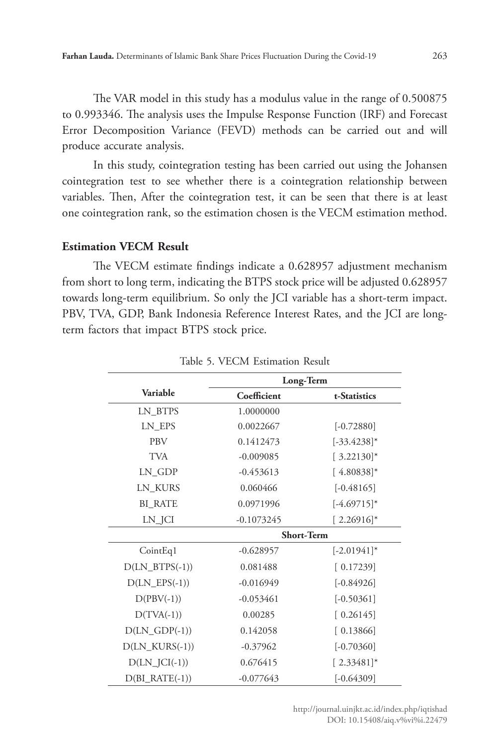The VAR model in this study has a modulus value in the range of 0.500875 to 0.993346. The analysis uses the Impulse Response Function (IRF) and Forecast Error Decomposition Variance (FEVD) methods can be carried out and will produce accurate analysis.

In this study, cointegration testing has been carried out using the Johansen cointegration test to see whether there is a cointegration relationship between variables. Then, After the cointegration test, it can be seen that there is at least one cointegration rank, so the estimation chosen is the VECM estimation method.

### Estimation VECM Result

The VECM estimate findings indicate a 0.628957 adjustment mechanism from short to long term, indicating the BTPS stock price will be adjusted 0.628957 towards long-term equilibrium. So only the JCI variable has a short-term impact. PBV, TVA, GDP, Bank Indonesia Reference Interest Rates, and the JCI are long-term factors that impact BTPS stock price.

Table 5. VECM Estimation Result

| Variable | Long-Term | |
|---|---|---|
| | **Coefficient** | **t-Statistics** |
| LN_BTPS | 1.0000000 | |
| LN_EPS | 0.0022667 | [-0.72880] |
| PBV | 0.1412473 | [-33.4238]* |
| TVA | -0.009085 | [ 3.22130]* |
| LN_GDP | -0.453613 | [ 4.80838]* |
| LN_KURS | 0.060466 | [-0.48165] |
| BI_RATE | 0.0971996 | [-4.69715]* |
| LN_JCI | -0.1073245 | [ 2.26916]* |
| | **Short-Term** | |
| CointEq1 | -0.628957 | [-2.01941]* |
| D(LN_BTPS(-1)) | 0.081488 | [ 0.17239] |
| D(LN_EPS(-1)) | -0.016949 | [-0.84926] |
| D(PBV(-1)) | -0.053461 | [-0.50361] |
| D(TVA(-1)) | 0.00285 | [ 0.26145] |
| D(LN_GDP(-1)) | 0.142058 | [ 0.13866] |
| D(LN_KURS(-1)) | -0.37962 | [-0.70360] |
| D(LN_JCI(-1)) | 0.676415 | [ 2.33481]* |
| D(BI_RATE(-1)) | -0.077643 | [-0.64309] |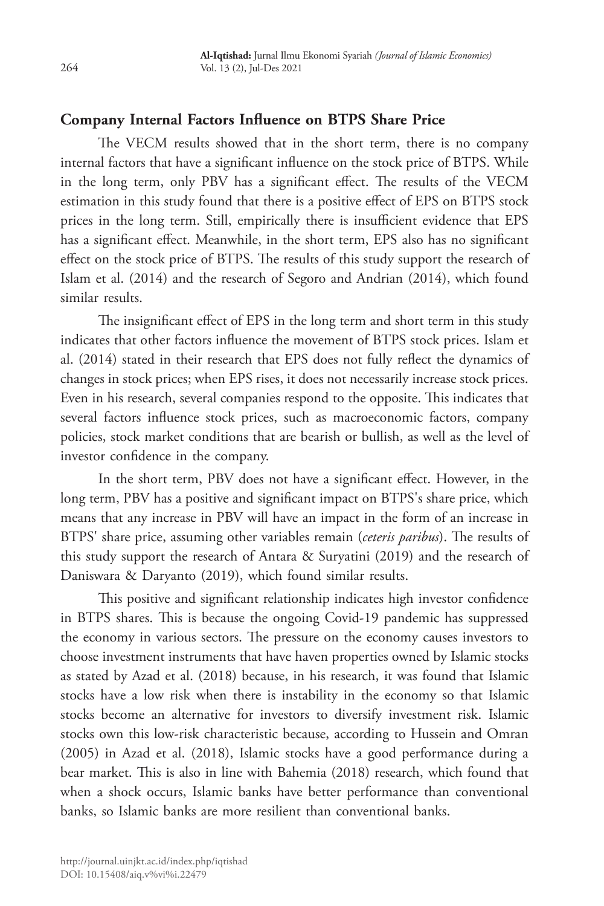## Company Internal Factors Influence on BTPS Share Price

The VECM results showed that in the short term, there is no company internal factors that have a significant influence on the stock price of BTPS. While in the long term, only PBV has a significant effect. The results of the VECM estimation in this study found that there is a positive effect of EPS on BTPS stock prices in the long term. Still, empirically there is insufficient evidence that EPS has a significant effect. Meanwhile, in the short term, EPS also has no significant effect on the stock price of BTPS. The results of this study support the research of Islam et al. (2014) and the research of Segoro and Andrian (2014), which found similar results.

The insignificant effect of EPS in the long term and short term in this study indicates that other factors influence the movement of BTPS stock prices. Islam et al. (2014) stated in their research that EPS does not fully reflect the dynamics of changes in stock prices; when EPS rises, it does not necessarily increase stock prices. Even in his research, several companies respond to the opposite. This indicates that several factors influence stock prices, such as macroeconomic factors, company policies, stock market conditions that are bearish or bullish, as well as the level of investor confidence in the company.

In the short term, PBV does not have a significant effect. However, in the long term, PBV has a positive and significant impact on BTPS's share price, which means that any increase in PBV will have an impact in the form of an increase in BTPS' share price, assuming other variables remain (*ceteris paribus*). The results of this study support the research of Antara & Suryatini (2019) and the research of Daniswara & Daryanto (2019), which found similar results.

This positive and significant relationship indicates high investor confidence in BTPS shares. This is because the ongoing Covid-19 pandemic has suppressed the economy in various sectors. The pressure on the economy causes investors to choose investment instruments that have haven properties owned by Islamic stocks as stated by Azad et al. (2018) because, in his research, it was found that Islamic stocks have a low risk when there is instability in the economy so that Islamic stocks become an alternative for investors to diversify investment risk. Islamic stocks own this low-risk characteristic because, according to Hussein and Omran (2005) in Azad et al. (2018), Islamic stocks have a good performance during a bear market. This is also in line with Bahemia (2018) research, which found that when a shock occurs, Islamic banks have better performance than conventional banks, so Islamic banks are more resilient than conventional banks.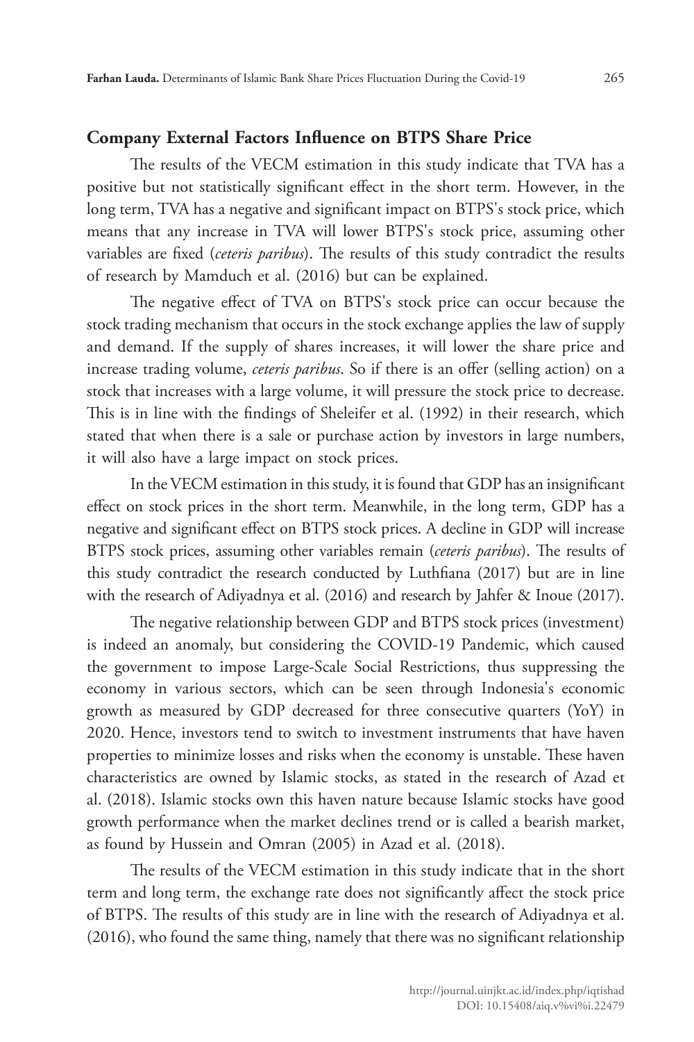## Company External Factors Influence on BTPS Share Price

The results of the VECM estimation in this study indicate that TVA has a positive but not statistically significant effect in the short term. However, in the long term, TVA has a negative and significant impact on BTPS's stock price, which means that any increase in TVA will lower BTPS's stock price, assuming other variables are fixed (*ceteris paribus*). The results of this study contradict the results of research by Mamduch et al. (2016) but can be explained.

The negative effect of TVA on BTPS's stock price can occur because the stock trading mechanism that occurs in the stock exchange applies the law of supply and demand. If the supply of shares increases, it will lower the share price and increase trading volume, *ceteris paribus*. So if there is an offer (selling action) on a stock that increases with a large volume, it will pressure the stock price to decrease. This is in line with the findings of Sheleifer et al. (1992) in their research, which stated that when there is a sale or purchase action by investors in large numbers, it will also have a large impact on stock prices.

In the VECM estimation in this study, it is found that GDP has an insignificant effect on stock prices in the short term. Meanwhile, in the long term, GDP has a negative and significant effect on BTPS stock prices. A decline in GDP will increase BTPS stock prices, assuming other variables remain (*ceteris paribus*). The results of this study contradict the research conducted by Luthfiana (2017) but are in line with the research of Adiyadnya et al. (2016) and research by Jahfer & Inoue (2017).

The negative relationship between GDP and BTPS stock prices (investment) is indeed an anomaly, but considering the COVID-19 Pandemic, which caused the government to impose Large-Scale Social Restrictions, thus suppressing the economy in various sectors, which can be seen through Indonesia's economic growth as measured by GDP decreased for three consecutive quarters (YoY) in 2020. Hence, investors tend to switch to investment instruments that have haven properties to minimize losses and risks when the economy is unstable. These haven characteristics are owned by Islamic stocks, as stated in the research of Azad et al. (2018). Islamic stocks own this haven nature because Islamic stocks have good growth performance when the market declines trend or is called a bearish market, as found by Hussein and Omran (2005) in Azad et al. (2018).

The results of the VECM estimation in this study indicate that in the short term and long term, the exchange rate does not significantly affect the stock price of BTPS. The results of this study are in line with the research of Adiyadnya et al. (2016), who found the same thing, namely that there was no significant relationship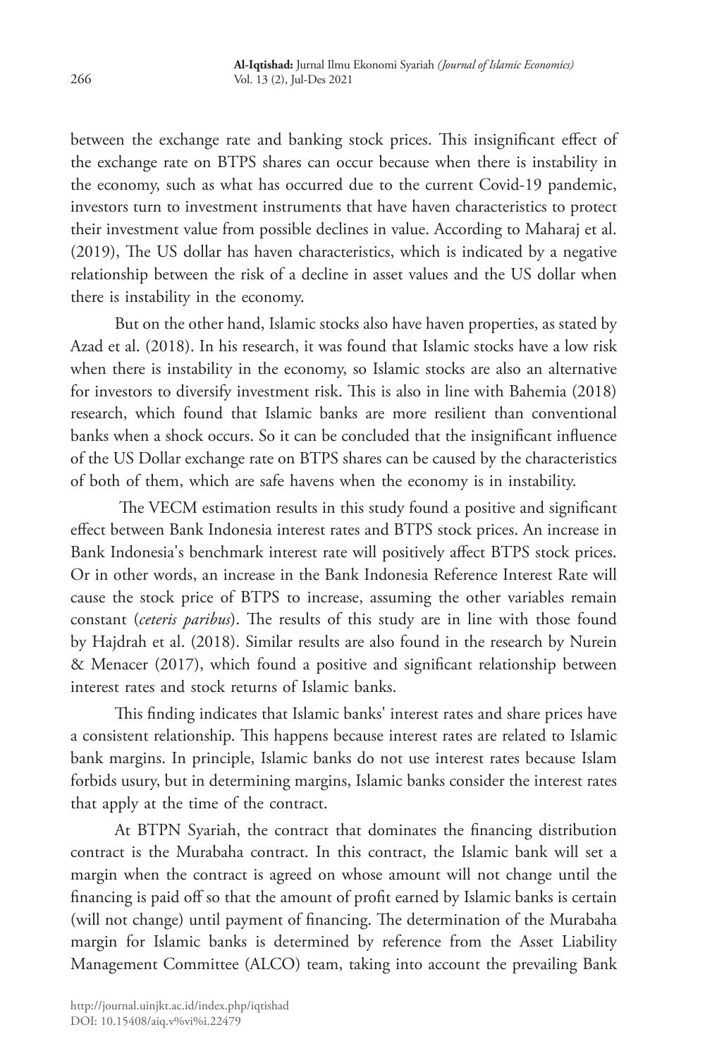between the exchange rate and banking stock prices. This insignificant effect of the exchange rate on BTPS shares can occur because when there is instability in the economy, such as what has occurred due to the current Covid-19 pandemic, investors turn to investment instruments that have haven characteristics to protect their investment value from possible declines in value. According to Maharaj et al. (2019), The US dollar has haven characteristics, which is indicated by a negative relationship between the risk of a decline in asset values and the US dollar when there is instability in the economy.

But on the other hand, Islamic stocks also have haven properties, as stated by Azad et al. (2018). In his research, it was found that Islamic stocks have a low risk when there is instability in the economy, so Islamic stocks are also an alternative for investors to diversify investment risk. This is also in line with Bahemia (2018) research, which found that Islamic banks are more resilient than conventional banks when a shock occurs. So it can be concluded that the insignificant influence of the US Dollar exchange rate on BTPS shares can be caused by the characteristics of both of them, which are safe havens when the economy is in instability.

The VECM estimation results in this study found a positive and significant effect between Bank Indonesia interest rates and BTPS stock prices. An increase in Bank Indonesia's benchmark interest rate will positively affect BTPS stock prices. Or in other words, an increase in the Bank Indonesia Reference Interest Rate will cause the stock price of BTPS to increase, assuming the other variables remain constant (*ceteris paribus*). The results of this study are in line with those found by Hajdrah et al. (2018). Similar results are also found in the research by Nurein & Menacer (2017), which found a positive and significant relationship between interest rates and stock returns of Islamic banks.

This finding indicates that Islamic banks' interest rates and share prices have a consistent relationship. This happens because interest rates are related to Islamic bank margins. In principle, Islamic banks do not use interest rates because Islam forbids usury, but in determining margins, Islamic banks consider the interest rates that apply at the time of the contract.

At BTPN Syariah, the contract that dominates the financing distribution contract is the Murabaha contract. In this contract, the Islamic bank will set a margin when the contract is agreed on whose amount will not change until the financing is paid off so that the amount of profit earned by Islamic banks is certain (will not change) until payment of financing. The determination of the Murabaha margin for Islamic banks is determined by reference from the Asset Liability Management Committee (ALCO) team, taking into account the prevailing Bank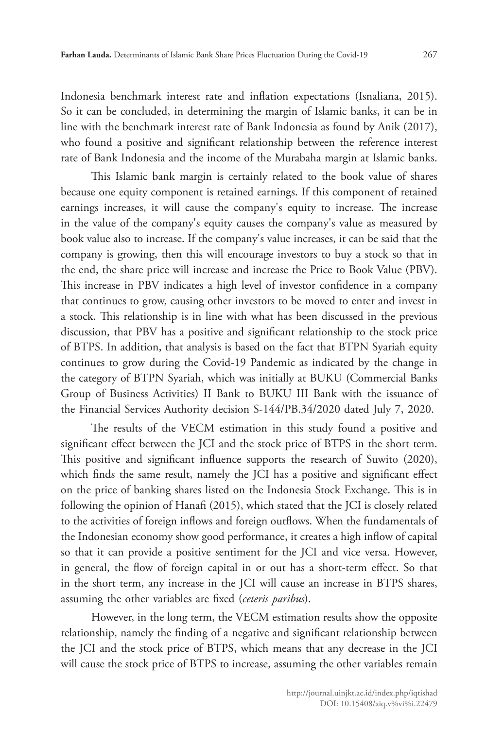Indonesia benchmark interest rate and inflation expectations (Isnaliana, 2015). So it can be concluded, in determining the margin of Islamic banks, it can be in line with the benchmark interest rate of Bank Indonesia as found by Anik (2017), who found a positive and significant relationship between the reference interest rate of Bank Indonesia and the income of the Murabaha margin at Islamic banks.

This Islamic bank margin is certainly related to the book value of shares because one equity component is retained earnings. If this component of retained earnings increases, it will cause the company's equity to increase. The increase in the value of the company's equity causes the company's value as measured by book value also to increase. If the company's value increases, it can be said that the company is growing, then this will encourage investors to buy a stock so that in the end, the share price will increase and increase the Price to Book Value (PBV). This increase in PBV indicates a high level of investor confidence in a company that continues to grow, causing other investors to be moved to enter and invest in a stock. This relationship is in line with what has been discussed in the previous discussion, that PBV has a positive and significant relationship to the stock price of BTPS. In addition, that analysis is based on the fact that BTPN Syariah equity continues to grow during the Covid-19 Pandemic as indicated by the change in the category of BTPN Syariah, which was initially at BUKU (Commercial Banks Group of Business Activities) II Bank to BUKU III Bank with the issuance of the Financial Services Authority decision S-144/PB.34/2020 dated July 7, 2020.

The results of the VECM estimation in this study found a positive and significant effect between the JCI and the stock price of BTPS in the short term. This positive and significant influence supports the research of Suwito (2020), which finds the same result, namely the JCI has a positive and significant effect on the price of banking shares listed on the Indonesia Stock Exchange. This is in following the opinion of Hanafi (2015), which stated that the JCI is closely related to the activities of foreign inflows and foreign outflows. When the fundamentals of the Indonesian economy show good performance, it creates a high inflow of capital so that it can provide a positive sentiment for the JCI and vice versa. However, in general, the flow of foreign capital in or out has a short-term effect. So that in the short term, any increase in the JCI will cause an increase in BTPS shares, assuming the other variables are fixed (*ceteris paribus*).

However, in the long term, the VECM estimation results show the opposite relationship, namely the finding of a negative and significant relationship between the JCI and the stock price of BTPS, which means that any decrease in the JCI will cause the stock price of BTPS to increase, assuming the other variables remain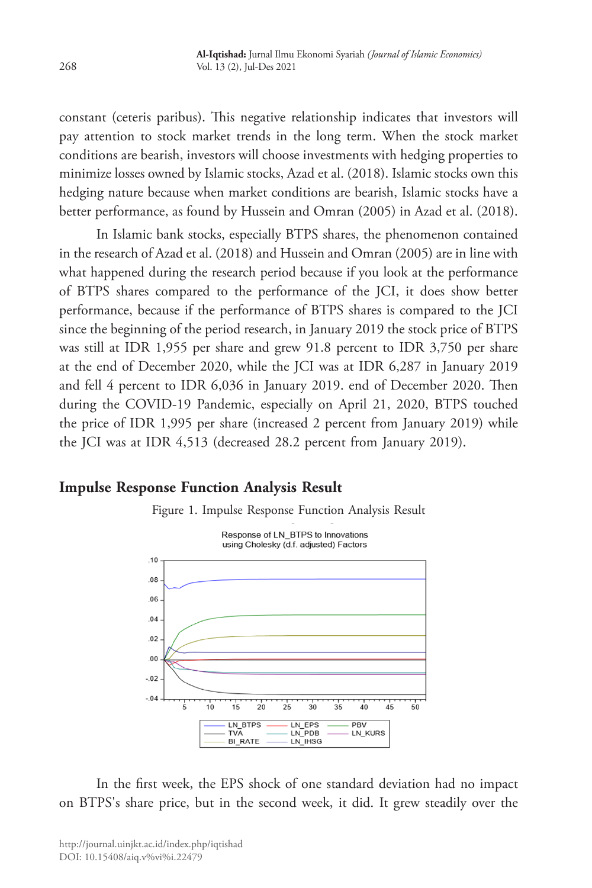constant (ceteris paribus). This negative relationship indicates that investors will pay attention to stock market trends in the long term. When the stock market conditions are bearish, investors will choose investments with hedging properties to minimize losses owned by Islamic stocks, Azad et al. (2018). Islamic stocks own this hedging nature because when market conditions are bearish, Islamic stocks have a better performance, as found by Hussein and Omran (2005) in Azad et al. (2018).

In Islamic bank stocks, especially BTPS shares, the phenomenon contained in the research of Azad et al. (2018) and Hussein and Omran (2005) are in line with what happened during the research period because if you look at the performance of BTPS shares compared to the performance of the JCI, it does show better performance, because if the performance of BTPS shares is compared to the JCI since the beginning of the period research, in January 2019 the stock price of BTPS was still at IDR 1,955 per share and grew 91.8 percent to IDR 3,750 per share at the end of December 2020, while the JCI was at IDR 6,287 in January 2019 and fell 4 percent to IDR 6,036 in January 2019. end of December 2020. Then during the COVID-19 Pandemic, especially on April 21, 2020, BTPS touched the price of IDR 1,995 per share (increased 2 percent from January 2019) while the JCI was at IDR 4,513 (decreased 28.2 percent from January 2019).

## Impulse Response Function Analysis Result

Figure 1. Impulse Response Function Analysis Result

In the first week, the EPS shock of one standard deviation had no impact on BTPS's share price, but in the second week, it did. It grew steadily over the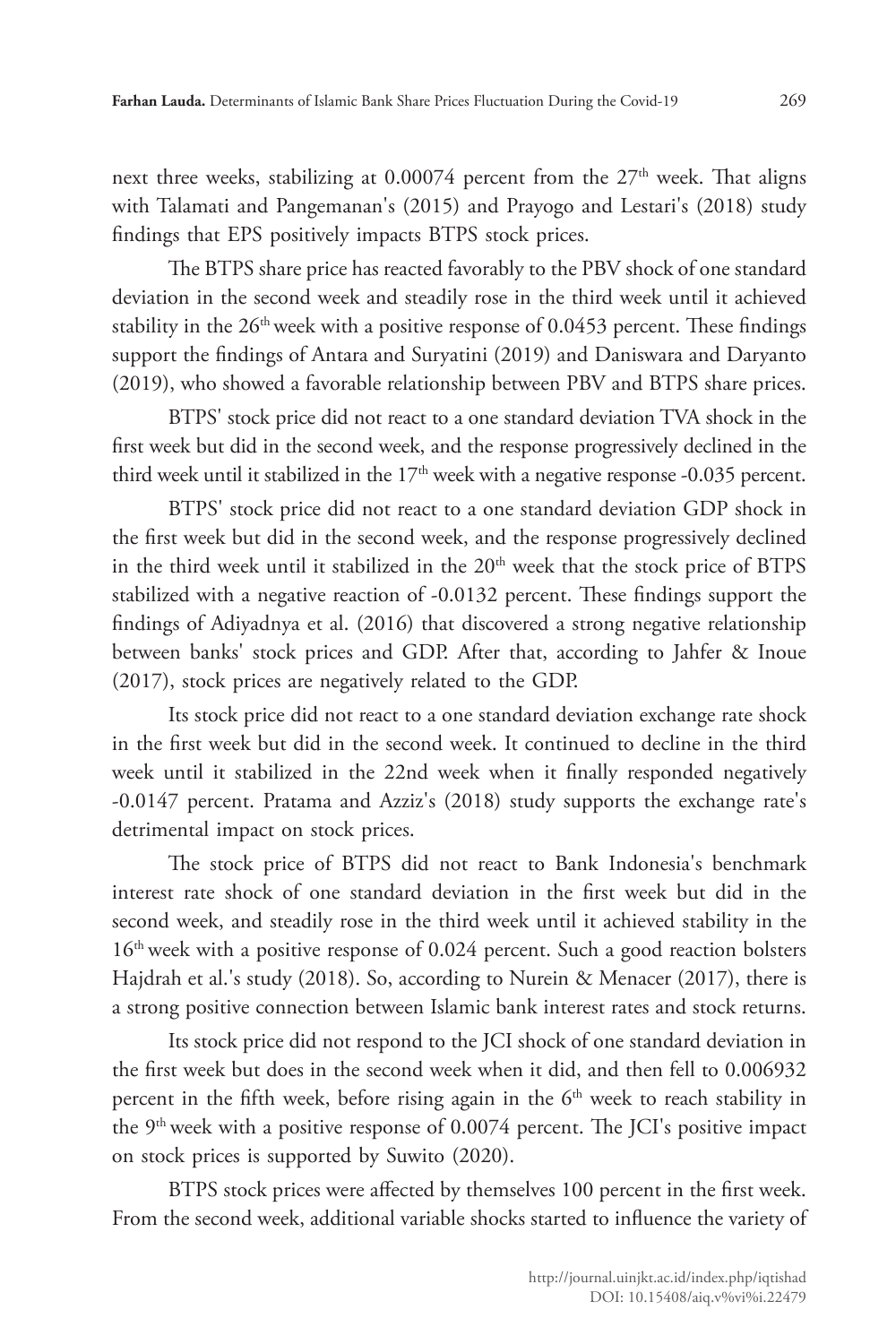next three weeks, stabilizing at 0.00074 percent from the 27th week. That aligns with Talamati and Pangemanan's (2015) and Prayogo and Lestari's (2018) study findings that EPS positively impacts BTPS stock prices.

The BTPS share price has reacted favorably to the PBV shock of one standard deviation in the second week and steadily rose in the third week until it achieved stability in the 26th week with a positive response of 0.0453 percent. These findings support the findings of Antara and Suryatini (2019) and Daniswara and Daryanto (2019), who showed a favorable relationship between PBV and BTPS share prices.

BTPS' stock price did not react to a one standard deviation TVA shock in the first week but did in the second week, and the response progressively declined in the third week until it stabilized in the 17th week with a negative response -0.035 percent.

BTPS' stock price did not react to a one standard deviation GDP shock in the first week but did in the second week, and the response progressively declined in the third week until it stabilized in the 20th week that the stock price of BTPS stabilized with a negative reaction of -0.0132 percent. These findings support the findings of Adiyadnya et al. (2016) that discovered a strong negative relationship between banks' stock prices and GDP. After that, according to Jahfer & Inoue (2017), stock prices are negatively related to the GDP.

Its stock price did not react to a one standard deviation exchange rate shock in the first week but did in the second week. It continued to decline in the third week until it stabilized in the 22nd week when it finally responded negatively -0.0147 percent. Pratama and Azziz's (2018) study supports the exchange rate's detrimental impact on stock prices.

The stock price of BTPS did not react to Bank Indonesia's benchmark interest rate shock of one standard deviation in the first week but did in the second week, and steadily rose in the third week until it achieved stability in the 16th week with a positive response of 0.024 percent. Such a good reaction bolsters Hajdrah et al.'s study (2018). So, according to Nurein & Menacer (2017), there is a strong positive connection between Islamic bank interest rates and stock returns.

Its stock price did not respond to the JCI shock of one standard deviation in the first week but does in the second week when it did, and then fell to 0.006932 percent in the fifth week, before rising again in the 6th week to reach stability in the 9th week with a positive response of 0.0074 percent. The JCI's positive impact on stock prices is supported by Suwito (2020).

BTPS stock prices were affected by themselves 100 percent in the first week. From the second week, additional variable shocks started to influence the variety of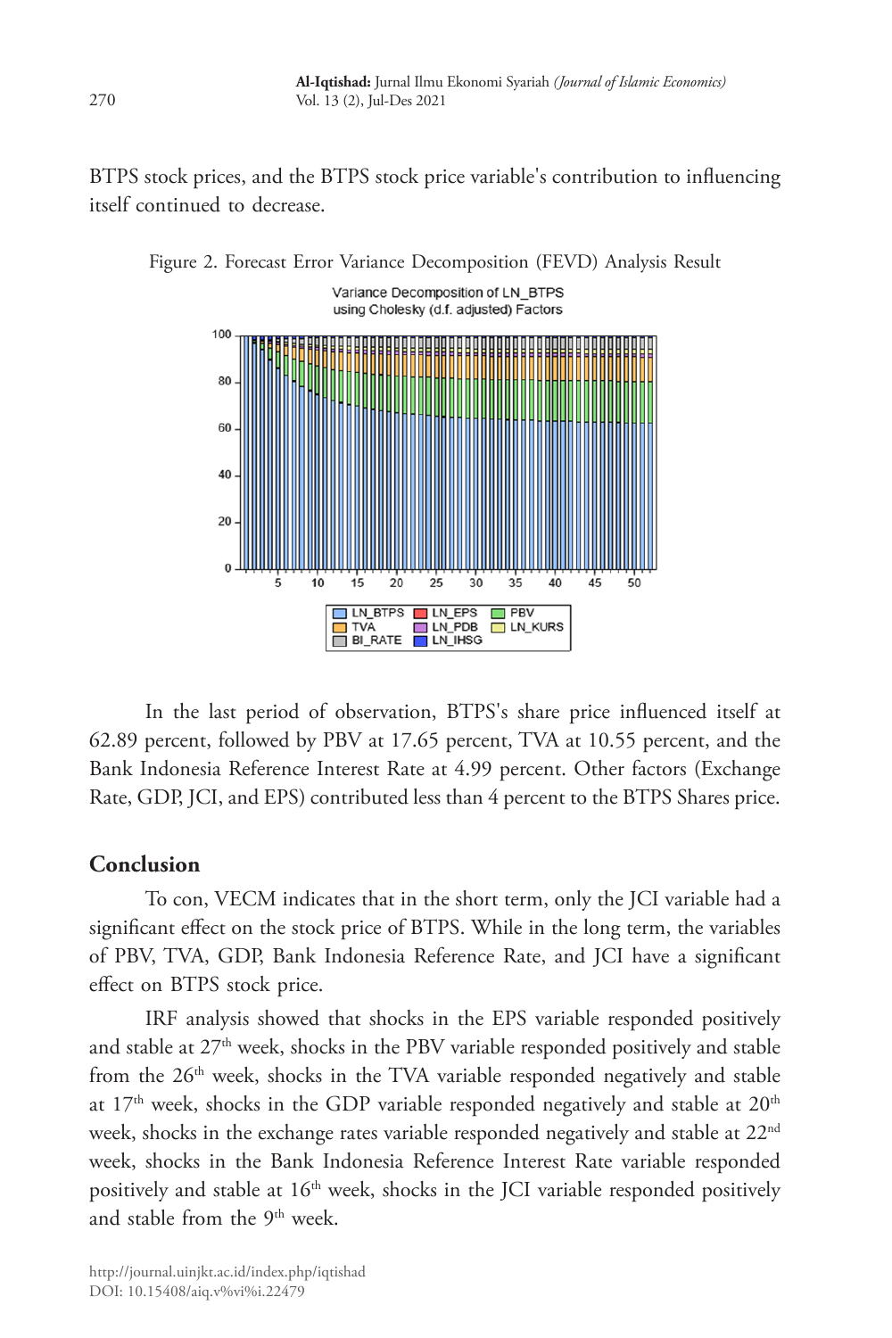BTPS stock prices, and the BTPS stock price variable's contribution to influencing itself continued to decrease.

Figure 2. Forecast Error Variance Decomposition (FEVD) Analysis Result

In the last period of observation, BTPS's share price influenced itself at 62.89 percent, followed by PBV at 17.65 percent, TVA at 10.55 percent, and the Bank Indonesia Reference Interest Rate at 4.99 percent. Other factors (Exchange Rate, GDP, JCI, and EPS) contributed less than 4 percent to the BTPS Shares price.

## Conclusion

To con, VECM indicates that in the short term, only the JCI variable had a significant effect on the stock price of BTPS. While in the long term, the variables of PBV, TVA, GDP, Bank Indonesia Reference Rate, and JCI have a significant effect on BTPS stock price.

IRF analysis showed that shocks in the EPS variable responded positively and stable at 27th week, shocks in the PBV variable responded positively and stable from the 26th week, shocks in the TVA variable responded negatively and stable at 17th week, shocks in the GDP variable responded negatively and stable at 20th week, shocks in the exchange rates variable responded negatively and stable at 22nd week, shocks in the Bank Indonesia Reference Interest Rate variable responded positively and stable at 16th week, shocks in the JCI variable responded positively and stable from the 9th week.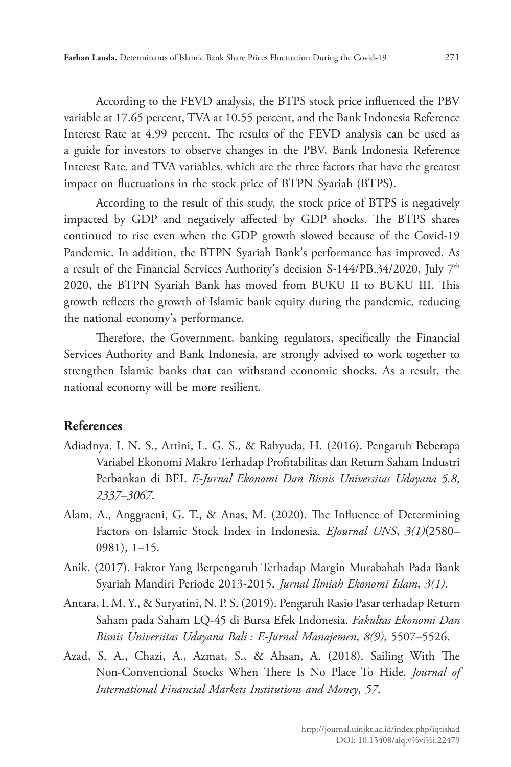According to the FEVD analysis, the BTPS stock price influenced the PBV variable at 17.65 percent, TVA at 10.55 percent, and the Bank Indonesia Reference Interest Rate at 4.99 percent. The results of the FEVD analysis can be used as a guide for investors to observe changes in the PBV, Bank Indonesia Reference Interest Rate, and TVA variables, which are the three factors that have the greatest impact on fluctuations in the stock price of BTPN Syariah (BTPS).

According to the result of this study, the stock price of BTPS is negatively impacted by GDP and negatively affected by GDP shocks. The BTPS shares continued to rise even when the GDP growth slowed because of the Covid-19 Pandemic. In addition, the BTPN Syariah Bank's performance has improved. As a result of the Financial Services Authority's decision S-144/PB.34/2020, July 7th 2020, the BTPN Syariah Bank has moved from BUKU II to BUKU III. This growth reflects the growth of Islamic bank equity during the pandemic, reducing the national economy's performance.

Therefore, the Government, banking regulators, specifically the Financial Services Authority and Bank Indonesia, are strongly advised to work together to strengthen Islamic banks that can withstand economic shocks. As a result, the national economy will be more resilient.

## References

Adiadnya, I. N. S., Artini, L. G. S., & Rahyuda, H. (2016). Pengaruh Beberapa Variabel Ekonomi Makro Terhadap Profitabilitas dan Return Saham Industri Perbankan di BEI. *E-Jurnal Ekonomi Dan Bisnis Universitas Udayana 5.8*, *2337–3067*.

Alam, A., Anggraeni, G. T., & Anas, M. (2020). The Influence of Determining Factors on Islamic Stock Index in Indonesia. *EJournal UNS*, *3(1)*(2580–0981), 1–15.

Anik. (2017). Faktor Yang Berpengaruh Terhadap Margin Murabahah Pada Bank Syariah Mandiri Periode 2013-2015. *Jurnal Ilmiah Ekonomi Islam*, *3(1)*.

Antara, I. M. Y., & Suryatini, N. P. S. (2019). Pengaruh Rasio Pasar terhadap Return Saham pada Saham LQ-45 di Bursa Efek Indonesia. *Fakultas Ekonomi Dan Bisnis Universitas Udayana Bali : E-Jurnal Manajemen*, *8(9)*, 5507–5526.

Azad, S. A., Chazi, A., Azmat, S., & Ahsan, A. (2018). Sailing With The Non-Conventional Stocks When There Is No Place To Hide. *Journal of International Financial Markets Institutions and Money*, *57*.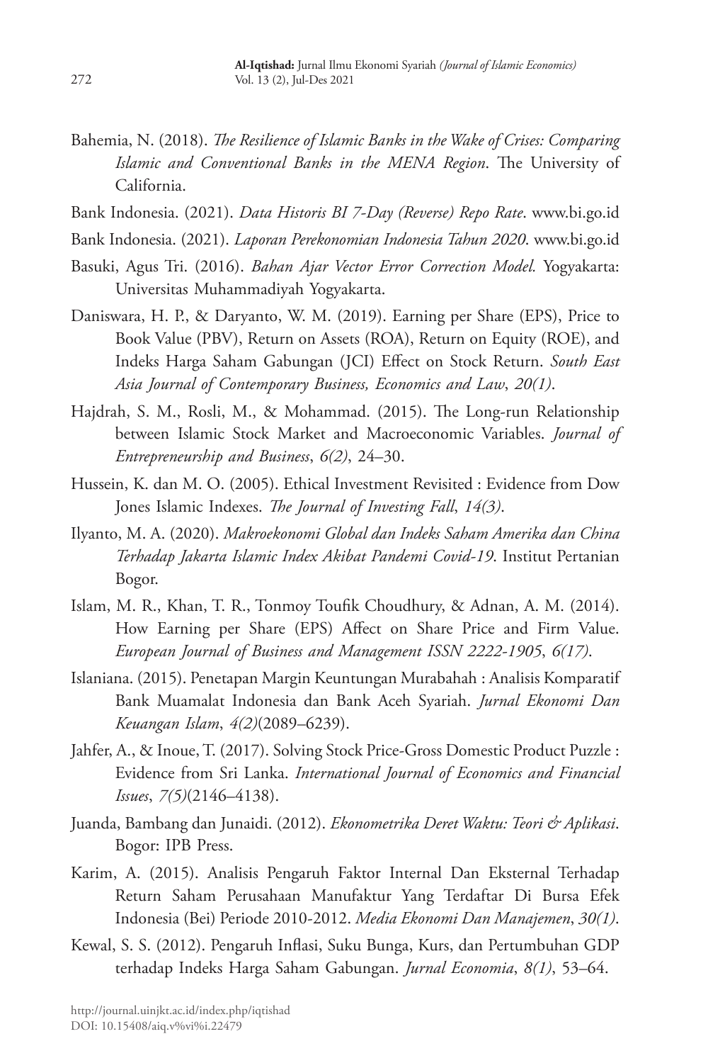Bahemia, N. (2018). *The Resilience of Islamic Banks in the Wake of Crises: Comparing Islamic and Conventional Banks in the MENA Region*. The University of California.

Bank Indonesia. (2021). *Data Historis BI 7-Day (Reverse) Repo Rate*. www.bi.go.id

Bank Indonesia. (2021). *Laporan Perekonomian Indonesia Tahun 2020*. www.bi.go.id

Basuki, Agus Tri. (2016). *Bahan Ajar Vector Error Correction Model.* Yogyakarta: Universitas Muhammadiyah Yogyakarta.

Daniswara, H. P., & Daryanto, W. M. (2019). Earning per Share (EPS), Price to Book Value (PBV), Return on Assets (ROA), Return on Equity (ROE), and Indeks Harga Saham Gabungan (JCI) Effect on Stock Return. *South East Asia Journal of Contemporary Business, Economics and Law*, *20(1)*.

Hajdrah, S. M., Rosli, M., & Mohammad. (2015). The Long-run Relationship between Islamic Stock Market and Macroeconomic Variables. *Journal of Entrepreneurship and Business*, *6(2)*, 24–30.

Hussein, K. dan M. O. (2005). Ethical Investment Revisited : Evidence from Dow Jones Islamic Indexes. *The Journal of Investing Fall*, *14(3)*.

Ilyanto, M. A. (2020). *Makroekonomi Global dan Indeks Saham Amerika dan China Terhadap Jakarta Islamic Index Akibat Pandemi Covid-19*. Institut Pertanian Bogor.

Islam, M. R., Khan, T. R., Tonmoy Toufik Choudhury, & Adnan, A. M. (2014). How Earning per Share (EPS) Affect on Share Price and Firm Value. *European Journal of Business and Management ISSN 2222-1905*, *6(17)*.

Islaniana. (2015). Penetapan Margin Keuntungan Murabahah : Analisis Komparatif Bank Muamalat Indonesia dan Bank Aceh Syariah. *Jurnal Ekonomi Dan Keuangan Islam*, *4(2)*(2089–6239).

Jahfer, A., & Inoue, T. (2017). Solving Stock Price-Gross Domestic Product Puzzle : Evidence from Sri Lanka. *International Journal of Economics and Financial Issues*, *7(5)*(2146–4138).

Juanda, Bambang dan Junaidi. (2012). *Ekonometrika Deret Waktu: Teori & Aplikasi*. Bogor: IPB Press.

Karim, A. (2015). Analisis Pengaruh Faktor Internal Dan Eksternal Terhadap Return Saham Perusahaan Manufaktur Yang Terdaftar Di Bursa Efek Indonesia (Bei) Periode 2010-2012. *Media Ekonomi Dan Manajemen*, *30(1)*.

Kewal, S. S. (2012). Pengaruh Inflasi, Suku Bunga, Kurs, dan Pertumbuhan GDP terhadap Indeks Harga Saham Gabungan. *Jurnal Economia*, *8(1)*, 53–64.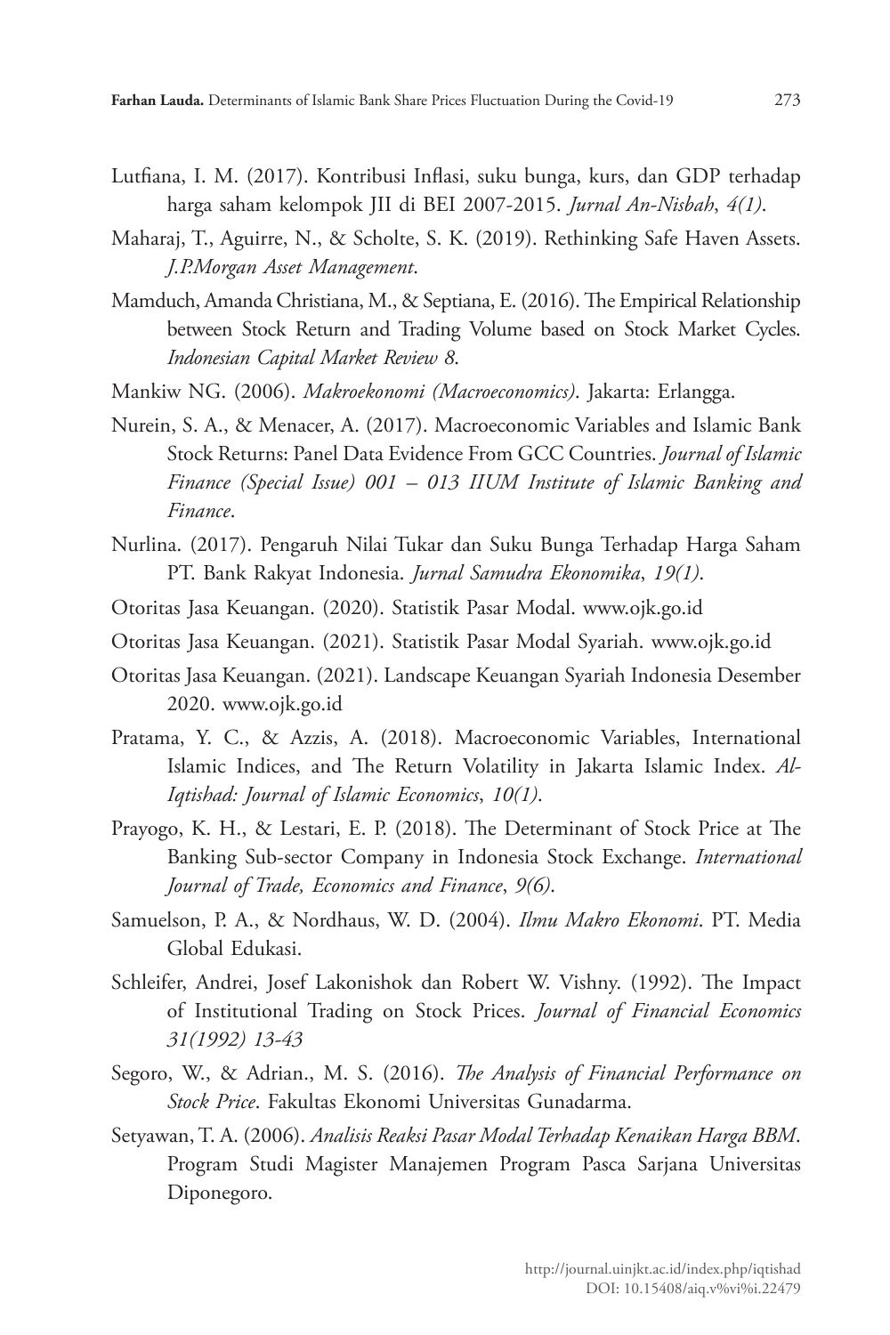Lutfiana, I. M. (2017). Kontribusi Inflasi, suku bunga, kurs, dan GDP terhadap harga saham kelompok JII di BEI 2007-2015. *Jurnal An-Nisbah*, *4(1)*.

Maharaj, T., Aguirre, N., & Scholte, S. K. (2019). Rethinking Safe Haven Assets. *J.P.Morgan Asset Management*.

Mamduch, Amanda Christiana, M., & Septiana, E. (2016). The Empirical Relationship between Stock Return and Trading Volume based on Stock Market Cycles. *Indonesian Capital Market Review 8*.

Mankiw NG. (2006). *Makroekonomi (Macroeconomics)*. Jakarta: Erlangga.

Nurein, S. A., & Menacer, A. (2017). Macroeconomic Variables and Islamic Bank Stock Returns: Panel Data Evidence From GCC Countries. *Journal of Islamic Finance (Special Issue) 001 – 013 IIUM Institute of Islamic Banking and Finance*.

Nurlina. (2017). Pengaruh Nilai Tukar dan Suku Bunga Terhadap Harga Saham PT. Bank Rakyat Indonesia. *Jurnal Samudra Ekonomika*, *19(1)*.

Otoritas Jasa Keuangan. (2020). Statistik Pasar Modal. www.ojk.go.id

Otoritas Jasa Keuangan. (2021). Statistik Pasar Modal Syariah. www.ojk.go.id

Otoritas Jasa Keuangan. (2021). Landscape Keuangan Syariah Indonesia Desember 2020. www.ojk.go.id

Pratama, Y. C., & Azzis, A. (2018). Macroeconomic Variables, International Islamic Indices, and The Return Volatility in Jakarta Islamic Index. *Al-Iqtishad: Journal of Islamic Economics*, *10(1)*.

Prayogo, K. H., & Lestari, E. P. (2018). The Determinant of Stock Price at The Banking Sub-sector Company in Indonesia Stock Exchange. *International Journal of Trade, Economics and Finance*, *9(6)*.

Samuelson, P. A., & Nordhaus, W. D. (2004). *Ilmu Makro Ekonomi*. PT. Media Global Edukasi.

Schleifer, Andrei, Josef Lakonishok dan Robert W. Vishny. (1992). The Impact of Institutional Trading on Stock Prices. *Journal of Financial Economics 31(1992) 13-43*

Segoro, W., & Adrian., M. S. (2016). *The Analysis of Financial Performance on Stock Price*. Fakultas Ekonomi Universitas Gunadarma.

Setyawan, T. A. (2006). *Analisis Reaksi Pasar Modal Terhadap Kenaikan Harga BBM*. Program Studi Magister Manajemen Program Pasca Sarjana Universitas Diponegoro.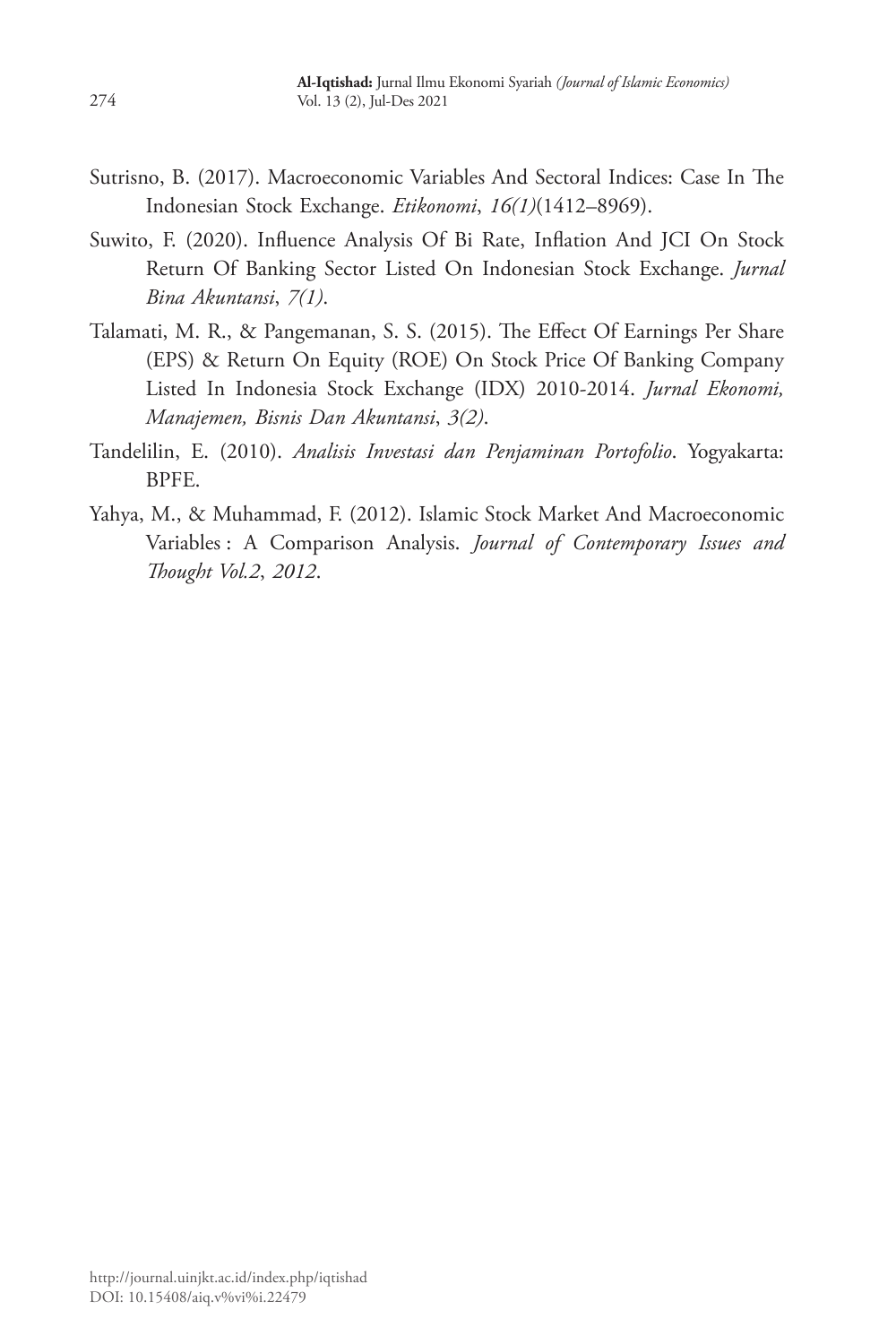Sutrisno, B. (2017). Macroeconomic Variables And Sectoral Indices: Case In The Indonesian Stock Exchange. *Etikonomi*, *16(1)*(1412–8969).

Suwito, F. (2020). Influence Analysis Of Bi Rate, Inflation And JCI On Stock Return Of Banking Sector Listed On Indonesian Stock Exchange. *Jurnal Bina Akuntansi*, *7(1)*.

Talamati, M. R., & Pangemanan, S. S. (2015). The Effect Of Earnings Per Share (EPS) & Return On Equity (ROE) On Stock Price Of Banking Company Listed In Indonesia Stock Exchange (IDX) 2010-2014. *Jurnal Ekonomi, Manajemen, Bisnis Dan Akuntansi*, *3(2)*.

Tandelilin, E. (2010). *Analisis Investasi dan Penjaminan Portofolio*. Yogyakarta: BPFE.

Yahya, M., & Muhammad, F. (2012). Islamic Stock Market And Macroeconomic Variables : A Comparison Analysis. *Journal of Contemporary Issues and Thought Vol.2*, *2012*.